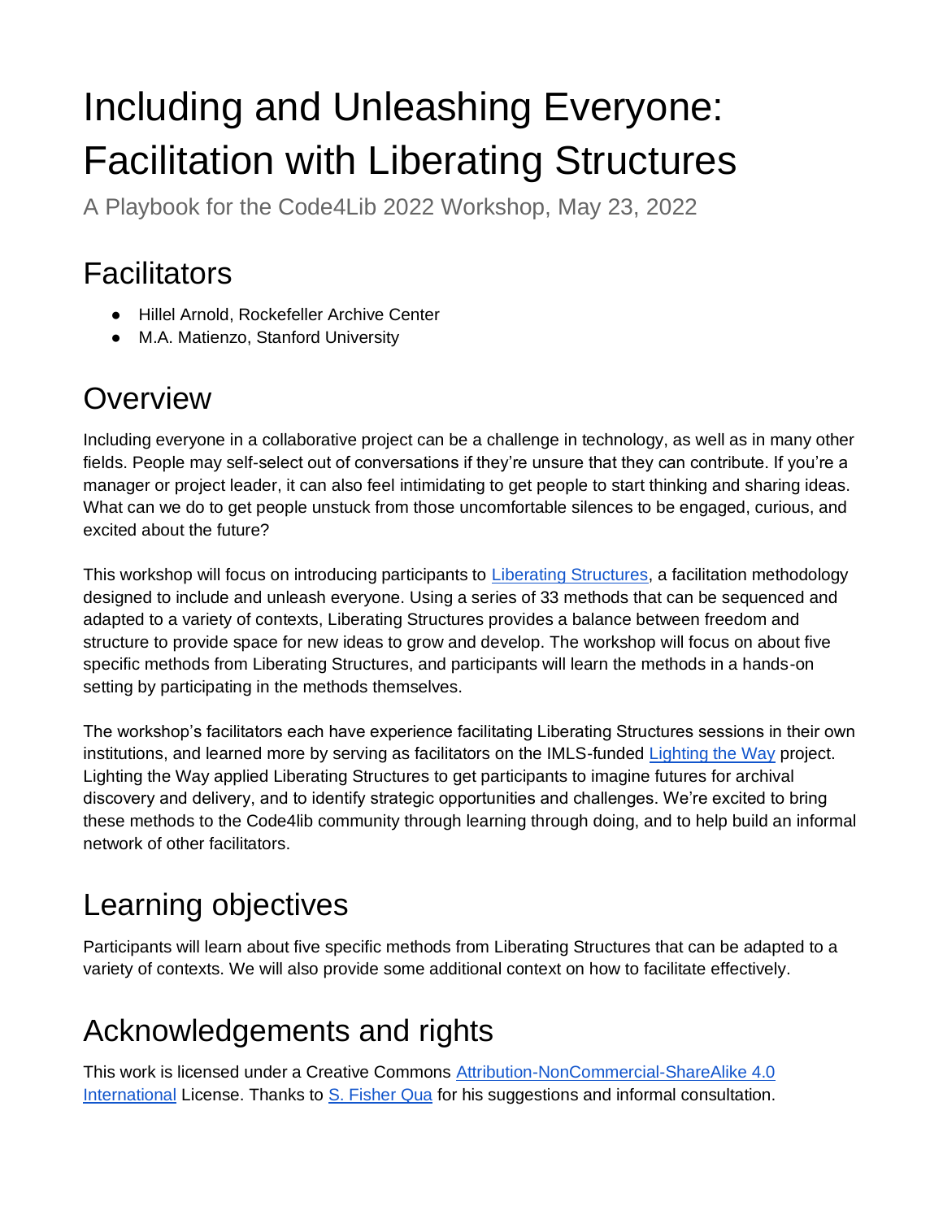# Including and Unleashing Everyone: Facilitation with Liberating Structures

A Playbook for the Code4Lib 2022 Workshop, May 23, 2022

## Facilitators

- Hillel Arnold, Rockefeller Archive Center
- M.A. Matienzo, Stanford University

## Overview

Including everyone in a collaborative project can be a challenge in technology, as well as in many other fields. People may self-select out of conversations if they're unsure that they can contribute. If you're a manager or project leader, it can also feel intimidating to get people to start thinking and sharing ideas. What can we do to get people unstuck from those uncomfortable silences to be engaged, curious, and excited about the future?

This workshop will focus on introducing participants to Liberating Structures, a facilitation methodology designed to include and unleash everyone. Using a series of 33 methods that can be sequenced and adapted to a variety of contexts, Liberating Structures provides a balance between freedom and structure to provide space for new ideas to grow and develop. The workshop will focus on about five specific methods from Liberating Structures, and participants will learn the methods in a hands-on setting by participating in the methods themselves.

The workshop's facilitators each have experience facilitating Liberating Structures sessions in their own institutions, and learned more by serving as facilitators on the IMLS-funded Lighting the Way project. Lighting the Way applied Liberating Structures to get participants to imagine futures for archival discovery and delivery, and to identify strategic opportunities and challenges. We're excited to bring these methods to the Code4lib community through learning through doing, and to help build an informal network of other facilitators.

## Learning objectives

Participants will learn about five specific methods from Liberating Structures that can be adapted to a variety of contexts. We will also provide some additional context on how to facilitate effectively.

## Acknowledgements and rights

This work is licensed under a Creative Commons Attribution-NonCommercial-ShareAlike 4.0 International License. Thanks to S. Fisher Qua for his suggestions and informal consultation.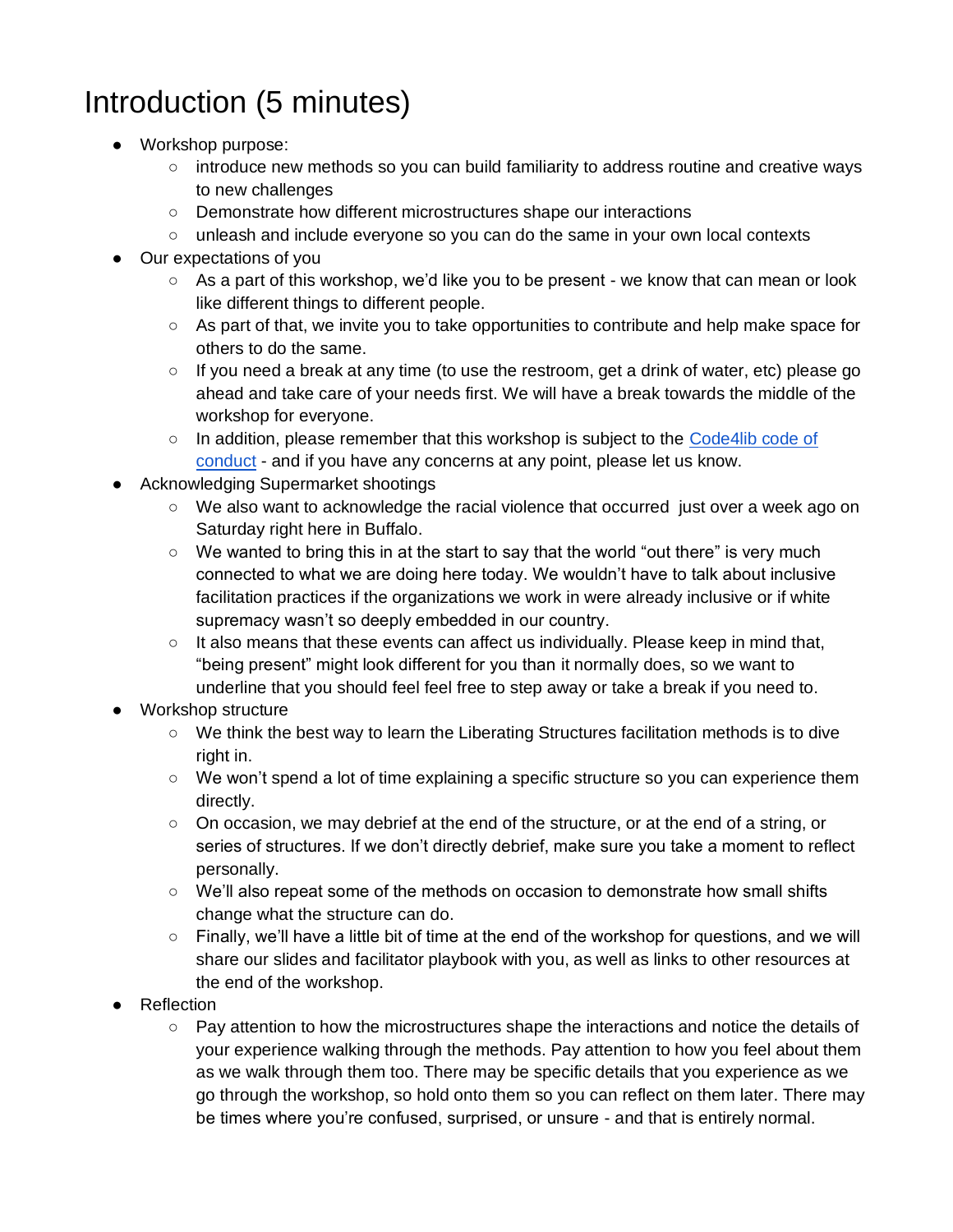# Introduction (5 minutes)

- Workshop purpose:
  - introduce new methods so you can build familiarity to address routine and creative ways to new challenges
  - Demonstrate how different microstructures shape our interactions
  - unleash and include everyone so you can do the same in your own local contexts
- Our expectations of you
  - As a part of this workshop, we'd like you to be present - we know that can mean or look like different things to different people.
  - As part of that, we invite you to take opportunities to contribute and help make space for others to do the same.
  - If you need a break at any time (to use the restroom, get a drink of water, etc) please go ahead and take care of your needs first. We will have a break towards the middle of the workshop for everyone.
  - In addition, please remember that this workshop is subject to the [Code4lib code of conduct]() - and if you have any concerns at any point, please let us know.
- Acknowledging Supermarket shootings
  - We also want to acknowledge the racial violence that occurred  just over a week ago on Saturday right here in Buffalo.
  - We wanted to bring this in at the start to say that the world "out there" is very much connected to what we are doing here today. We wouldn't have to talk about inclusive facilitation practices if the organizations we work in were already inclusive or if white supremacy wasn't so deeply embedded in our country.
  - It also means that these events can affect us individually. Please keep in mind that, "being present" might look different for you than it normally does, so we want to underline that you should feel feel free to step away or take a break if you need to.
- Workshop structure
  - We think the best way to learn the Liberating Structures facilitation methods is to dive right in.
  - We won't spend a lot of time explaining a specific structure so you can experience them directly.
  - On occasion, we may debrief at the end of the structure, or at the end of a string, or series of structures. If we don't directly debrief, make sure you take a moment to reflect personally.
  - We'll also repeat some of the methods on occasion to demonstrate how small shifts change what the structure can do.
  - Finally, we'll have a little bit of time at the end of the workshop for questions, and we will share our slides and facilitator playbook with you, as well as links to other resources at the end of the workshop.
- Reflection
  - Pay attention to how the microstructures shape the interactions and notice the details of your experience walking through the methods. Pay attention to how you feel about them as we walk through them too. There may be specific details that you experience as we go through the workshop, so hold onto them so you can reflect on them later. There may be times where you're confused, surprised, or unsure - and that is entirely normal.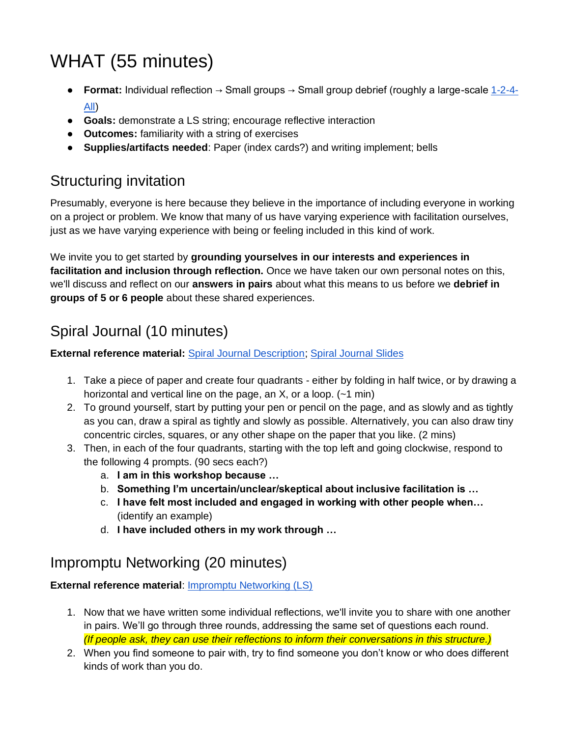# WHAT (55 minutes)

- **Format:** Individual reflection → Small groups → Small group debrief (roughly a large-scale 1-2-4-All)
- **Goals:** demonstrate a LS string; encourage reflective interaction
- **Outcomes:** familiarity with a string of exercises
- **Supplies/artifacts needed**: Paper (index cards?) and writing implement; bells

## Structuring invitation

Presumably, everyone is here because they believe in the importance of including everyone in working on a project or problem. We know that many of us have varying experience with facilitation ourselves, just as we have varying experience with being or feeling included in this kind of work.

We invite you to get started by **grounding yourselves in our interests and experiences in facilitation and inclusion through reflection.** Once we have taken our own personal notes on this, we'll discuss and reflect on our **answers in pairs** about what this means to us before we **debrief in groups of 5 or 6 people** about these shared experiences.

## Spiral Journal (10 minutes)

**External reference material:** Spiral Journal Description; Spiral Journal Slides

1. Take a piece of paper and create four quadrants - either by folding in half twice, or by drawing a horizontal and vertical line on the page, an X, or a loop. (~1 min)
2. To ground yourself, start by putting your pen or pencil on the page, and as slowly and as tightly as you can, draw a spiral as tightly and slowly as possible. Alternatively, you can also draw tiny concentric circles, squares, or any other shape on the paper that you like. (2 mins)
3. Then, in each of the four quadrants, starting with the top left and going clockwise, respond to the following 4 prompts. (90 secs each?)
   a. **I am in this workshop because …**
   b. **Something I'm uncertain/unclear/skeptical about inclusive facilitation is …**
   c. **I have felt most included and engaged in working with other people when…** (identify an example)
   d. **I have included others in my work through …**

## Impromptu Networking (20 minutes)

**External reference material**: Impromptu Networking (LS)

1. Now that we have written some individual reflections, we'll invite you to share with one another in pairs. We'll go through three rounds, addressing the same set of questions each round. *(If people ask, they can use their reflections to inform their conversations in this structure.)*
2. When you find someone to pair with, try to find someone you don't know or who does different kinds of work than you do.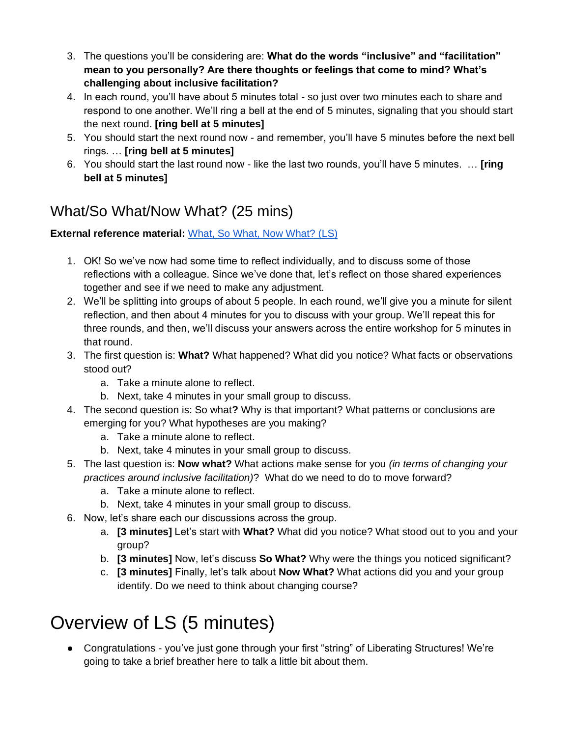3. The questions you'll be considering are: **What do the words "inclusive" and "facilitation" mean to you personally? Are there thoughts or feelings that come to mind? What's challenging about inclusive facilitation?**
4. In each round, you'll have about 5 minutes total - so just over two minutes each to share and respond to one another. We'll ring a bell at the end of 5 minutes, signaling that you should start the next round. **[ring bell at 5 minutes]**
5. You should start the next round now - and remember, you'll have 5 minutes before the next bell rings. … **[ring bell at 5 minutes]**
6. You should start the last round now - like the last two rounds, you'll have 5 minutes. … **[ring bell at 5 minutes]**

## What/So What/Now What? (25 mins)

**External reference material:** What, So What, Now What? (LS)

1. OK! So we've now had some time to reflect individually, and to discuss some of those reflections with a colleague. Since we've done that, let's reflect on those shared experiences together and see if we need to make any adjustment.
2. We'll be splitting into groups of about 5 people. In each round, we'll give you a minute for silent reflection, and then about 4 minutes for you to discuss with your group. We'll repeat this for three rounds, and then, we'll discuss your answers across the entire workshop for 5 minutes in that round.
3. The first question is: **What?** What happened? What did you notice? What facts or observations stood out?
    a. Take a minute alone to reflect.
    b. Next, take 4 minutes in your small group to discuss.
4. The second question is: So what**?** Why is that important? What patterns or conclusions are emerging for you? What hypotheses are you making?
    a. Take a minute alone to reflect.
    b. Next, take 4 minutes in your small group to discuss.
5. The last question is: **Now what?** What actions make sense for you *(in terms of changing your practices around inclusive facilitation)*? What do we need to do to move forward?
    a. Take a minute alone to reflect.
    b. Next, take 4 minutes in your small group to discuss.
6. Now, let's share each our discussions across the group.
    a. **[3 minutes]** Let's start with **What?** What did you notice? What stood out to you and your group?
    b. **[3 minutes]** Now, let's discuss **So What?** Why were the things you noticed significant?
    c. **[3 minutes]** Finally, let's talk about **Now What?** What actions did you and your group identify. Do we need to think about changing course?

# Overview of LS (5 minutes)

- Congratulations - you've just gone through your first "string" of Liberating Structures! We're going to take a brief breather here to talk a little bit about them.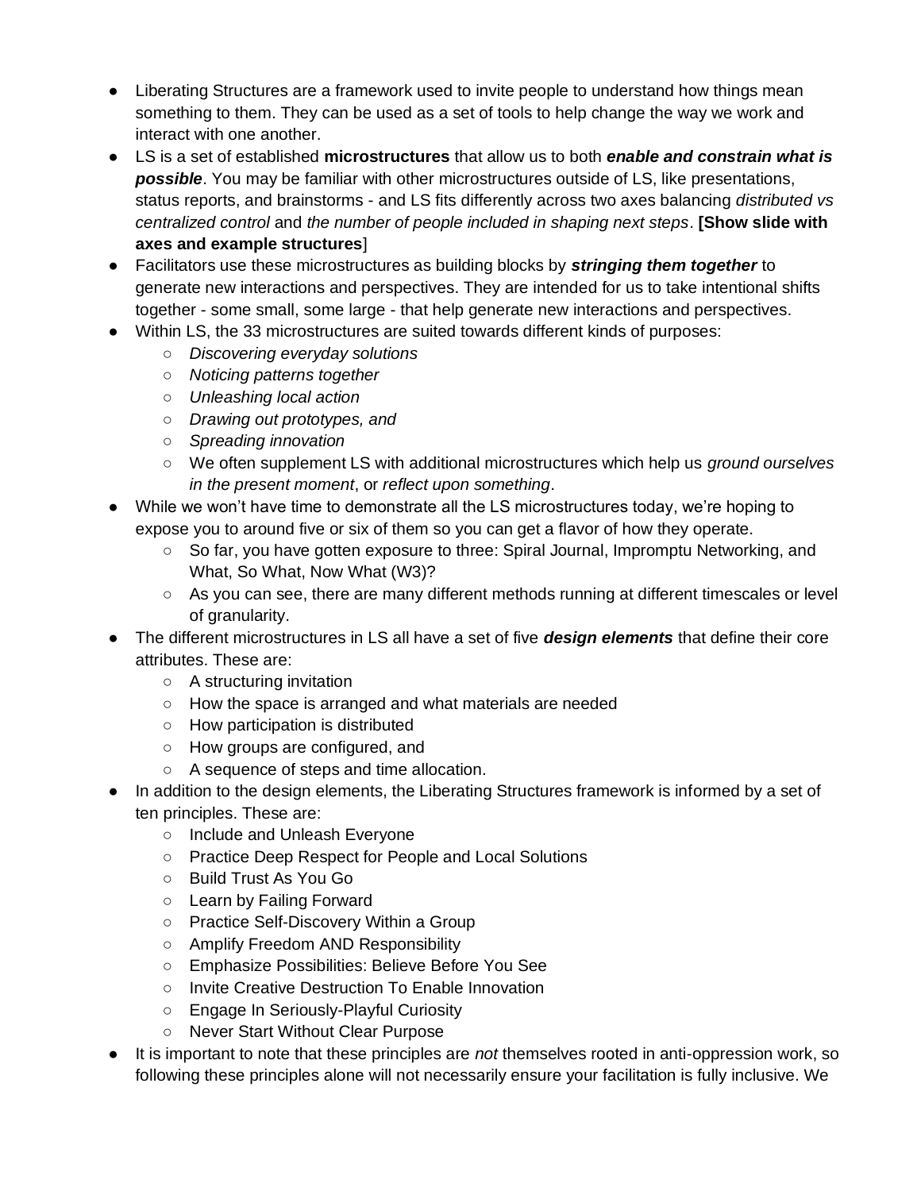- Liberating Structures are a framework used to invite people to understand how things mean something to them. They can be used as a set of tools to help change the way we work and interact with one another.
- LS is a set of established **microstructures** that allow us to both ***enable and constrain what is possible***. You may be familiar with other microstructures outside of LS, like presentations, status reports, and brainstorms - and LS fits differently across two axes balancing *distributed vs centralized control* and *the number of people included in shaping next steps*. **[Show slide with axes and example structures**]
- Facilitators use these microstructures as building blocks by ***stringing them together*** to generate new interactions and perspectives. They are intended for us to take intentional shifts together - some small, some large - that help generate new interactions and perspectives.
- Within LS, the 33 microstructures are suited towards different kinds of purposes:
    - *Discovering everyday solutions*
    - *Noticing patterns together*
    - *Unleashing local action*
    - *Drawing out prototypes, and*
    - *Spreading innovation*
    - We often supplement LS with additional microstructures which help us *ground ourselves in the present moment*, or *reflect upon something*.
- While we won't have time to demonstrate all the LS microstructures today, we're hoping to expose you to around five or six of them so you can get a flavor of how they operate.
    - So far, you have gotten exposure to three: Spiral Journal, Impromptu Networking, and What, So What, Now What (W3)?
    - As you can see, there are many different methods running at different timescales or level of granularity.
- The different microstructures in LS all have a set of five ***design elements*** that define their core attributes. These are:
    - A structuring invitation
    - How the space is arranged and what materials are needed
    - How participation is distributed
    - How groups are configured, and
    - A sequence of steps and time allocation.
- In addition to the design elements, the Liberating Structures framework is informed by a set of ten principles. These are:
    - Include and Unleash Everyone
    - Practice Deep Respect for People and Local Solutions
    - Build Trust As You Go
    - Learn by Failing Forward
    - Practice Self-Discovery Within a Group
    - Amplify Freedom AND Responsibility
    - Emphasize Possibilities: Believe Before You See
    - Invite Creative Destruction To Enable Innovation
    - Engage In Seriously-Playful Curiosity
    - Never Start Without Clear Purpose
- It is important to note that these principles are *not* themselves rooted in anti-oppression work, so following these principles alone will not necessarily ensure your facilitation is fully inclusive. We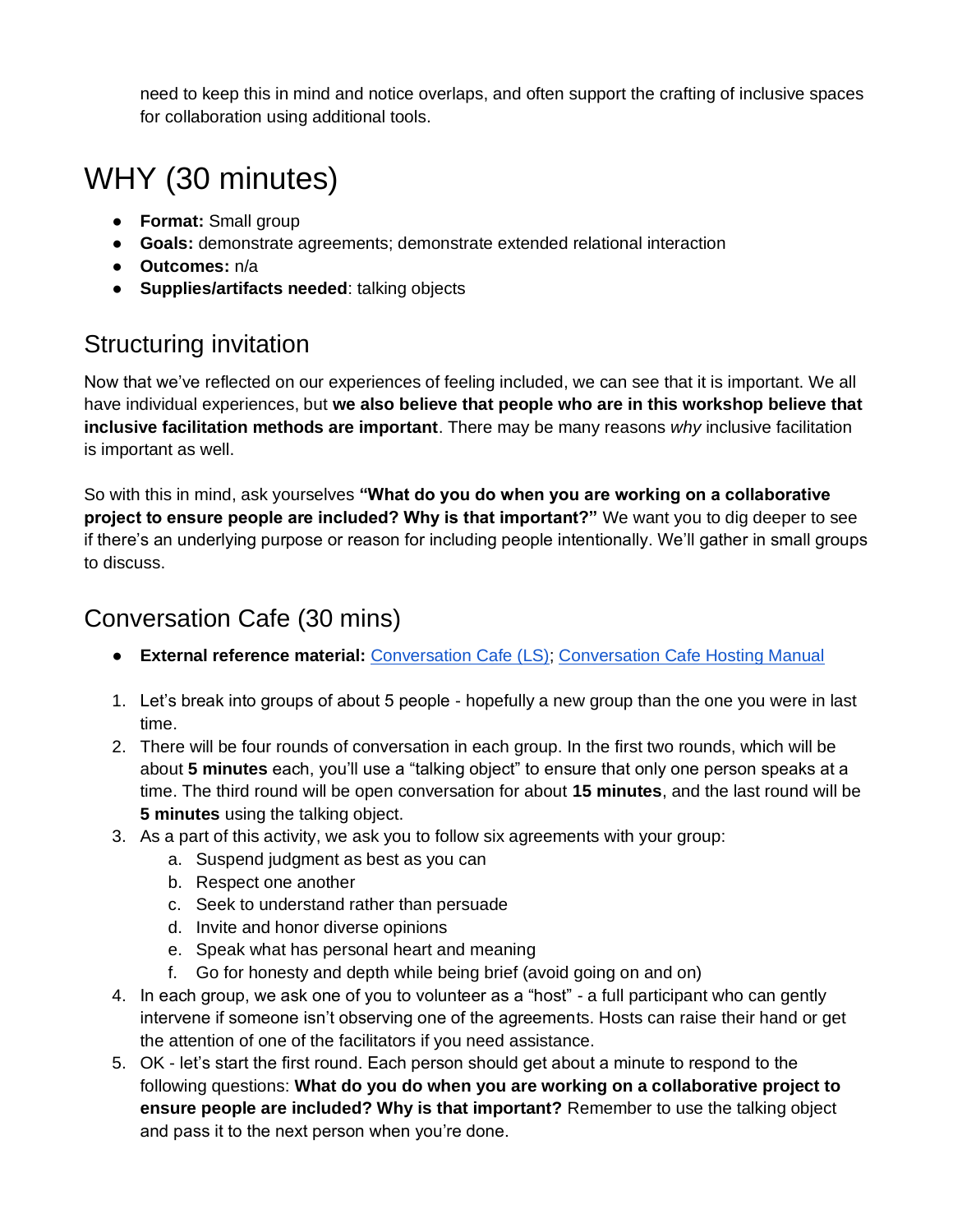need to keep this in mind and notice overlaps, and often support the crafting of inclusive spaces for collaboration using additional tools.

# WHY (30 minutes)

- **Format:** Small group
- **Goals:** demonstrate agreements; demonstrate extended relational interaction
- **Outcomes:** n/a
- **Supplies/artifacts needed**: talking objects

## Structuring invitation

Now that we've reflected on our experiences of feeling included, we can see that it is important. We all have individual experiences, but **we also believe that people who are in this workshop believe that inclusive facilitation methods are important**. There may be many reasons *why* inclusive facilitation is important as well.

So with this in mind, ask yourselves **"What do you do when you are working on a collaborative project to ensure people are included? Why is that important?"** We want you to dig deeper to see if there's an underlying purpose or reason for including people intentionally. We'll gather in small groups to discuss.

## Conversation Cafe (30 mins)

- **External reference material:** [Conversation Cafe (LS)](); [Conversation Cafe Hosting Manual]()

1. Let's break into groups of about 5 people - hopefully a new group than the one you were in last time.
2. There will be four rounds of conversation in each group. In the first two rounds, which will be about **5 minutes** each, you'll use a "talking object" to ensure that only one person speaks at a time. The third round will be open conversation for about **15 minutes**, and the last round will be **5 minutes** using the talking object.
3. As a part of this activity, we ask you to follow six agreements with your group:
   a. Suspend judgment as best as you can
   b. Respect one another
   c. Seek to understand rather than persuade
   d. Invite and honor diverse opinions
   e. Speak what has personal heart and meaning
   f. Go for honesty and depth while being brief (avoid going on and on)
4. In each group, we ask one of you to volunteer as a "host" - a full participant who can gently intervene if someone isn't observing one of the agreements. Hosts can raise their hand or get the attention of one of the facilitators if you need assistance.
5. OK - let's start the first round. Each person should get about a minute to respond to the following questions: **What do you do when you are working on a collaborative project to ensure people are included? Why is that important?** Remember to use the talking object and pass it to the next person when you're done.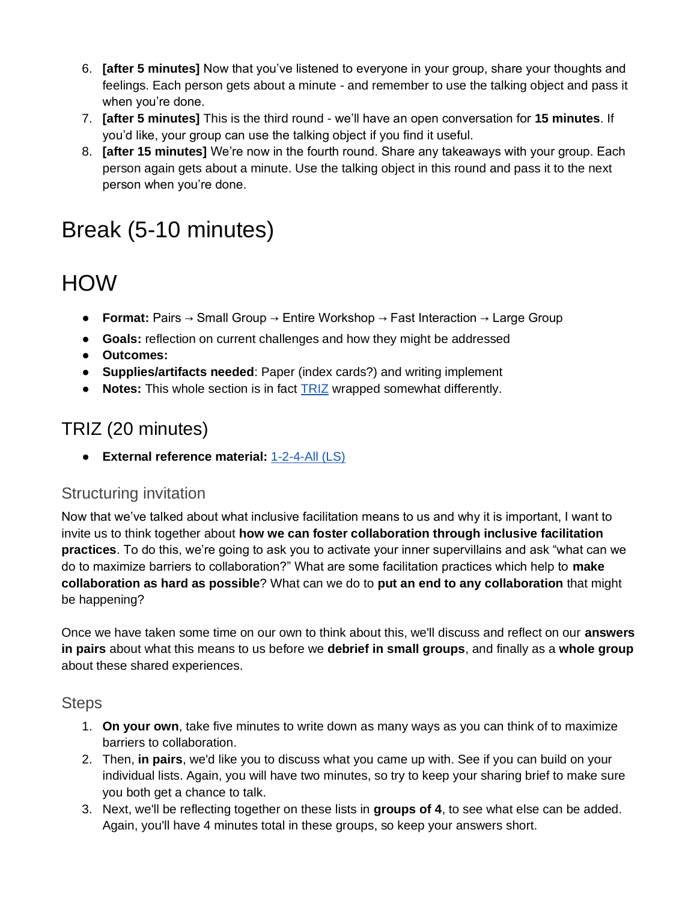6. **[after 5 minutes]** Now that you've listened to everyone in your group, share your thoughts and feelings. Each person gets about a minute - and remember to use the talking object and pass it when you're done.
7. **[after 5 minutes]** This is the third round - we'll have an open conversation for **15 minutes**. If you'd like, your group can use the talking object if you find it useful.
8. **[after 15 minutes]** We're now in the fourth round. Share any takeaways with your group. Each person again gets about a minute. Use the talking object in this round and pass it to the next person when you're done.

# Break (5-10 minutes)

# HOW

- **Format:** Pairs → Small Group → Entire Workshop → Fast Interaction → Large Group
- **Goals:** reflection on current challenges and how they might be addressed
- **Outcomes:**
- **Supplies/artifacts needed**: Paper (index cards?) and writing implement
- **Notes:** This whole section is in fact TRIZ wrapped somewhat differently.

## TRIZ (20 minutes)

- **External reference material:** 1-2-4-All (LS)

### Structuring invitation

Now that we've talked about what inclusive facilitation means to us and why it is important, I want to invite us to think together about **how we can foster collaboration through inclusive facilitation practices**. To do this, we're going to ask you to activate your inner supervillains and ask "what can we do to maximize barriers to collaboration?" What are some facilitation practices which help to **make collaboration as hard as possible**? What can we do to **put an end to any collaboration** that might be happening?

Once we have taken some time on our own to think about this, we'll discuss and reflect on our **answers in pairs** about what this means to us before we **debrief in small groups**, and finally as a **whole group** about these shared experiences.

### Steps

1. **On your own**, take five minutes to write down as many ways as you can think of to maximize barriers to collaboration.
2. Then, **in pairs**, we'd like you to discuss what you came up with. See if you can build on your individual lists. Again, you will have two minutes, so try to keep your sharing brief to make sure you both get a chance to talk.
3. Next, we'll be reflecting together on these lists in **groups of 4**, to see what else can be added. Again, you'll have 4 minutes total in these groups, so keep your answers short.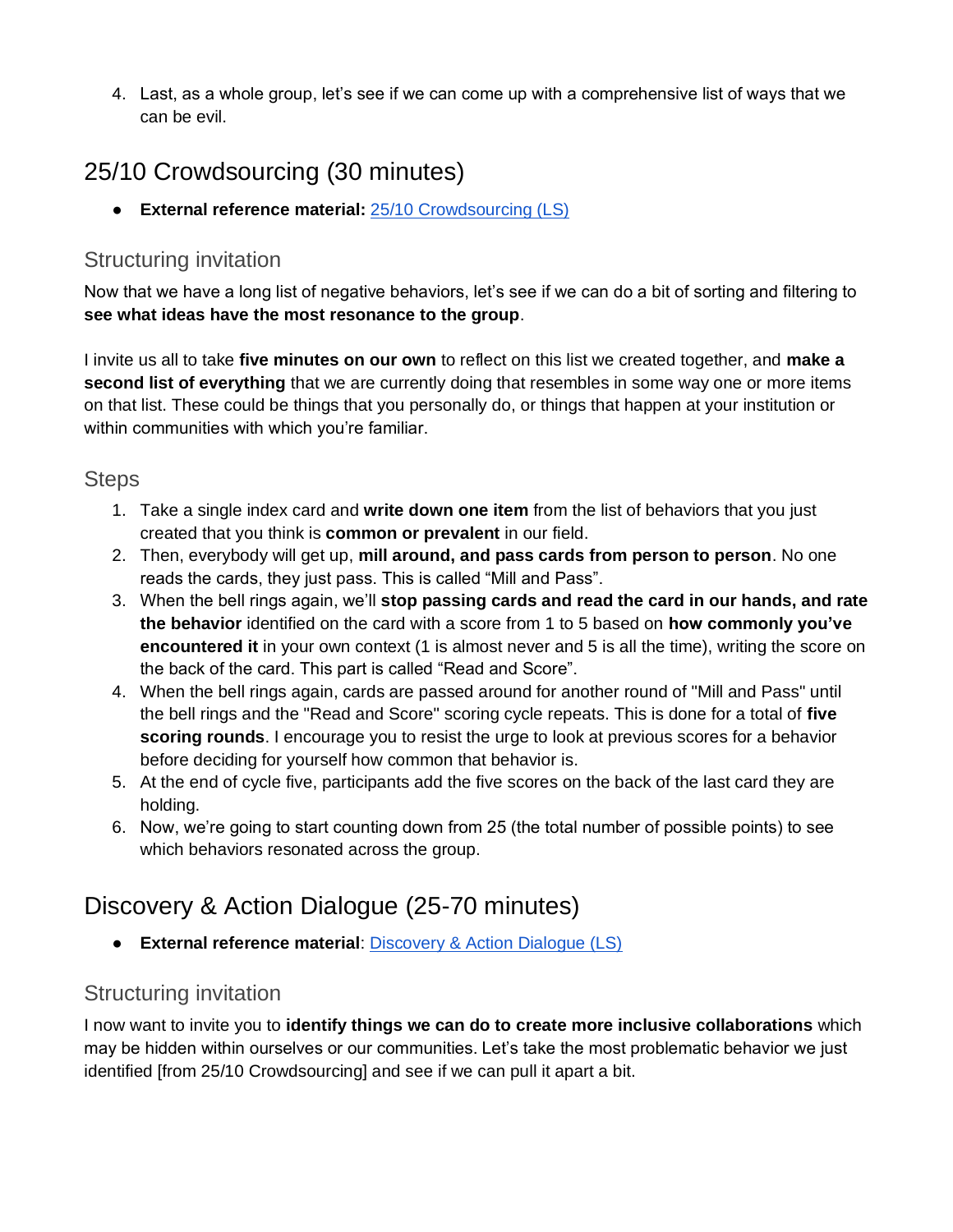4. Last, as a whole group, let's see if we can come up with a comprehensive list of ways that we can be evil.

## 25/10 Crowdsourcing (30 minutes)

- **External reference material:** [25/10 Crowdsourcing (LS)]()

### Structuring invitation

Now that we have a long list of negative behaviors, let's see if we can do a bit of sorting and filtering to **see what ideas have the most resonance to the group**.

I invite us all to take **five minutes on our own** to reflect on this list we created together, and **make a second list of everything** that we are currently doing that resembles in some way one or more items on that list. These could be things that you personally do, or things that happen at your institution or within communities with which you're familiar.

### Steps

1. Take a single index card and **write down one item** from the list of behaviors that you just created that you think is **common or prevalent** in our field.
2. Then, everybody will get up, **mill around, and pass cards from person to person**. No one reads the cards, they just pass. This is called "Mill and Pass".
3. When the bell rings again, we'll **stop passing cards and read the card in our hands, and rate the behavior** identified on the card with a score from 1 to 5 based on **how commonly you've encountered it** in your own context (1 is almost never and 5 is all the time), writing the score on the back of the card. This part is called "Read and Score".
4. When the bell rings again, cards are passed around for another round of "Mill and Pass" until the bell rings and the "Read and Score" scoring cycle repeats. This is done for a total of **five scoring rounds**. I encourage you to resist the urge to look at previous scores for a behavior before deciding for yourself how common that behavior is.
5. At the end of cycle five, participants add the five scores on the back of the last card they are holding.
6. Now, we're going to start counting down from 25 (the total number of possible points) to see which behaviors resonated across the group.

## Discovery & Action Dialogue (25-70 minutes)

- **External reference material**: [Discovery & Action Dialogue (LS)]()

### Structuring invitation

I now want to invite you to **identify things we can do to create more inclusive collaborations** which may be hidden within ourselves or our communities. Let's take the most problematic behavior we just identified [from 25/10 Crowdsourcing] and see if we can pull it apart a bit.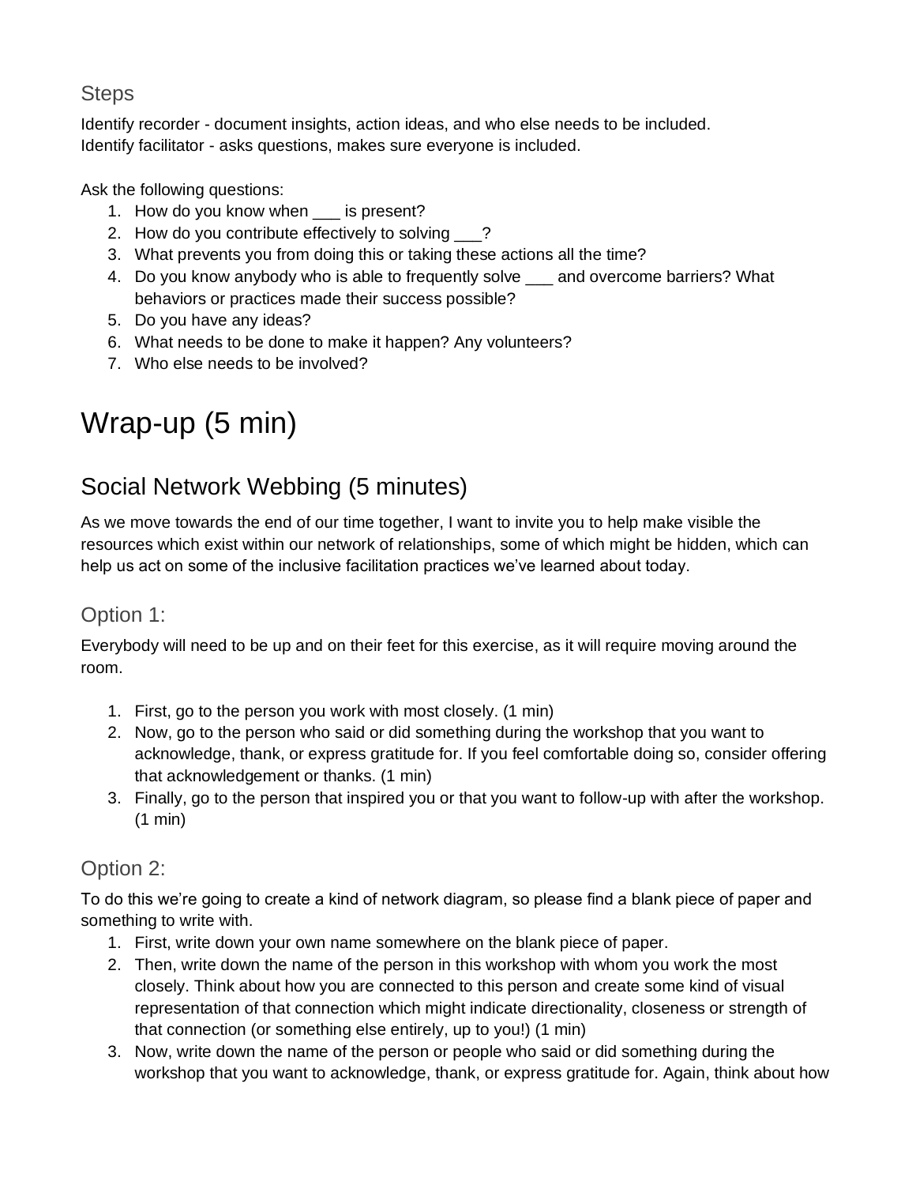### Steps

Identify recorder - document insights, action ideas, and who else needs to be included.
Identify facilitator - asks questions, makes sure everyone is included.

Ask the following questions:

1. How do you know when ___ is present?
2. How do you contribute effectively to solving ___?
3. What prevents you from doing this or taking these actions all the time?
4. Do you know anybody who is able to frequently solve ___ and overcome barriers? What behaviors or practices made their success possible?
5. Do you have any ideas?
6. What needs to be done to make it happen? Any volunteers?
7. Who else needs to be involved?

# Wrap-up (5 min)

## Social Network Webbing (5 minutes)

As we move towards the end of our time together, I want to invite you to help make visible the resources which exist within our network of relationships, some of which might be hidden, which can help us act on some of the inclusive facilitation practices we've learned about today.

### Option 1:

Everybody will need to be up and on their feet for this exercise, as it will require moving around the room.

1. First, go to the person you work with most closely. (1 min)
2. Now, go to the person who said or did something during the workshop that you want to acknowledge, thank, or express gratitude for. If you feel comfortable doing so, consider offering that acknowledgement or thanks. (1 min)
3. Finally, go to the person that inspired you or that you want to follow-up with after the workshop. (1 min)

### Option 2:

To do this we're going to create a kind of network diagram, so please find a blank piece of paper and something to write with.

1. First, write down your own name somewhere on the blank piece of paper.
2. Then, write down the name of the person in this workshop with whom you work the most closely. Think about how you are connected to this person and create some kind of visual representation of that connection which might indicate directionality, closeness or strength of that connection (or something else entirely, up to you!) (1 min)
3. Now, write down the name of the person or people who said or did something during the workshop that you want to acknowledge, thank, or express gratitude for. Again, think about how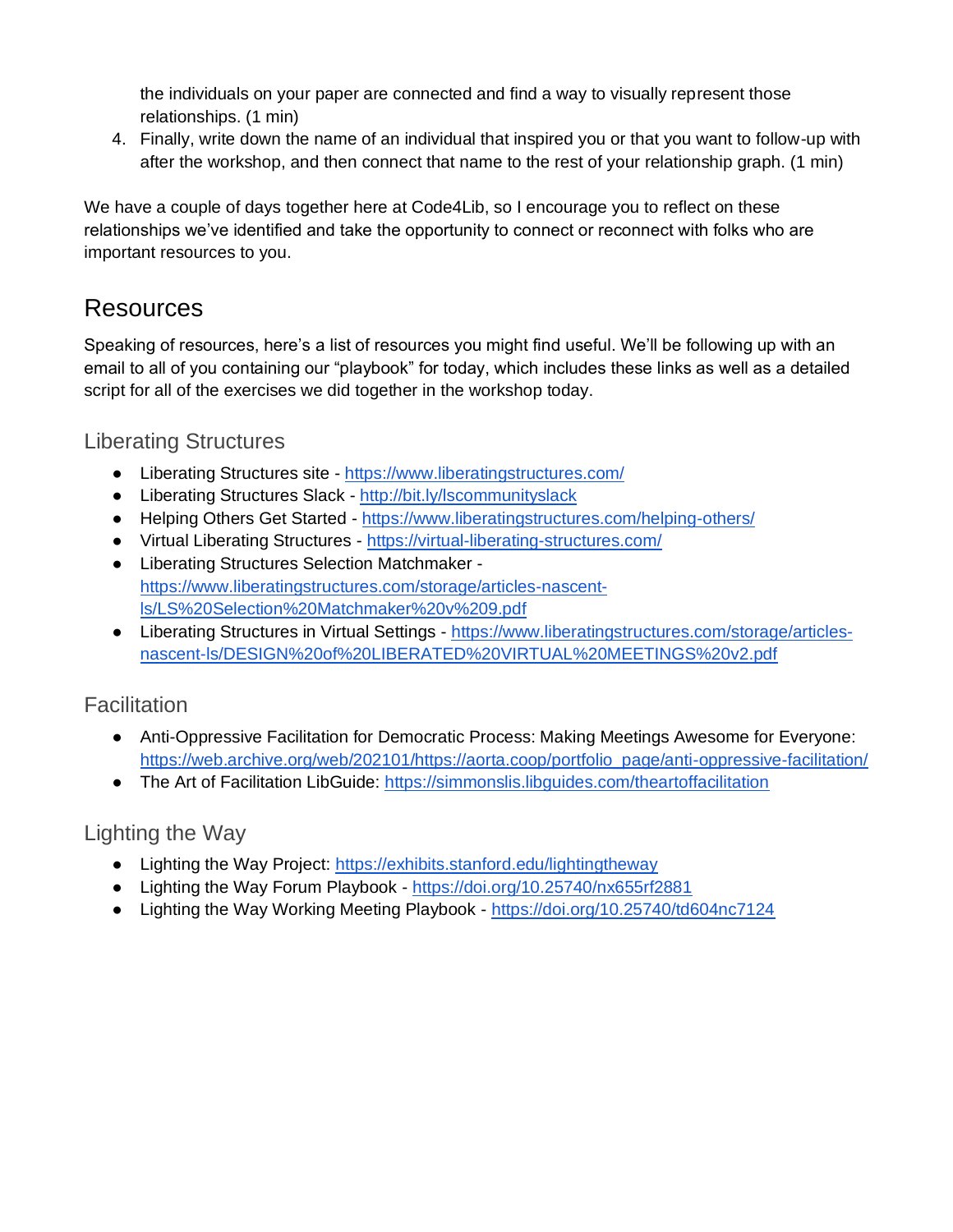the individuals on your paper are connected and find a way to visually represent those relationships. (1 min)

4. Finally, write down the name of an individual that inspired you or that you want to follow-up with after the workshop, and then connect that name to the rest of your relationship graph. (1 min)

We have a couple of days together here at Code4Lib, so I encourage you to reflect on these relationships we've identified and take the opportunity to connect or reconnect with folks who are important resources to you.

## Resources

Speaking of resources, here's a list of resources you might find useful. We'll be following up with an email to all of you containing our "playbook" for today, which includes these links as well as a detailed script for all of the exercises we did together in the workshop today.

### Liberating Structures

- Liberating Structures site - https://www.liberatingstructures.com/
- Liberating Structures Slack - http://bit.ly/lscommunityslack
- Helping Others Get Started - https://www.liberatingstructures.com/helping-others/
- Virtual Liberating Structures - https://virtual-liberating-structures.com/
- Liberating Structures Selection Matchmaker - https://www.liberatingstructures.com/storage/articles-nascent-ls/LS%20Selection%20Matchmaker%20v%209.pdf
- Liberating Structures in Virtual Settings - https://www.liberatingstructures.com/storage/articles-nascent-ls/DESIGN%20of%20LIBERATED%20VIRTUAL%20MEETINGS%20v2.pdf

### Facilitation

- Anti-Oppressive Facilitation for Democratic Process: Making Meetings Awesome for Everyone: https://web.archive.org/web/202101/https://aorta.coop/portfolio_page/anti-oppressive-facilitation/
- The Art of Facilitation LibGuide: https://simmonslis.libguides.com/theartoffacilitation

### Lighting the Way

- Lighting the Way Project: https://exhibits.stanford.edu/lightingtheway
- Lighting the Way Forum Playbook - https://doi.org/10.25740/nx655rf2881
- Lighting the Way Working Meeting Playbook - https://doi.org/10.25740/td604nc7124